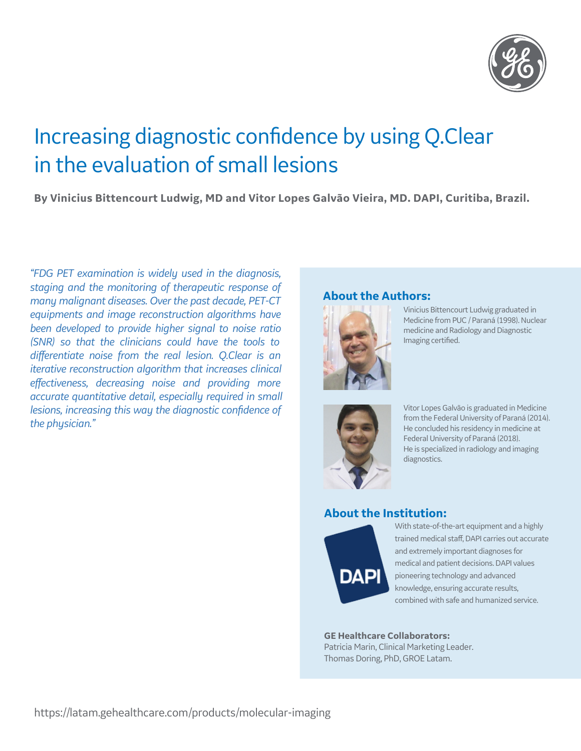# Increasing diagnostic confidence by using Q.Clear in the evaluation of small lesions

**By Vinicius Bittencourt Ludwig, MD and Vitor Lopes Galvão Vieira, MD. DAPI, Curitiba, Brazil.**

*"FDG PET examination is widely used in the diagnosis, staging and the monitoring of therapeutic response of many malignant diseases. Over the past decade, PET-CT equipments and image reconstruction algorithms have been developed to provide higher signal to noise ratio (SNR) so that the clinicians could have the tools to differentiate noise from the real lesion. Q.Clear is an iterative reconstruction algorithm that increases clinical effectiveness, decreasing noise and providing more accurate quantitative detail, especially required in small lesions, increasing this way the diagnostic confidence of the physician."*

## About the Authors:

Vinicius Bittencourt Ludwig graduated in Medicine from PUC / Paraná (1998). Nuclear medicine and Radiology and Diagnostic Imaging certified.

Vitor Lopes Galvão is graduated in Medicine from the Federal University of Paraná (2014). He concluded his residency in medicine at Federal University of Paraná (2018). He is specialized in radiology and imaging diagnostics.

## About the Institution:

With state-of-the-art equipment and a highly trained medical staff, DAPI carries out accurate and extremely important diagnoses for medical and patient decisions. DAPI values pioneering technology and advanced knowledge, ensuring accurate results, combined with safe and humanized service.

**GE Healthcare Collaborators:**
Patricia Marin, Clinical Marketing Leader.
Thomas Doring, PhD, GROE Latam.

https://latam.gehealthcare.com/products/molecular-imaging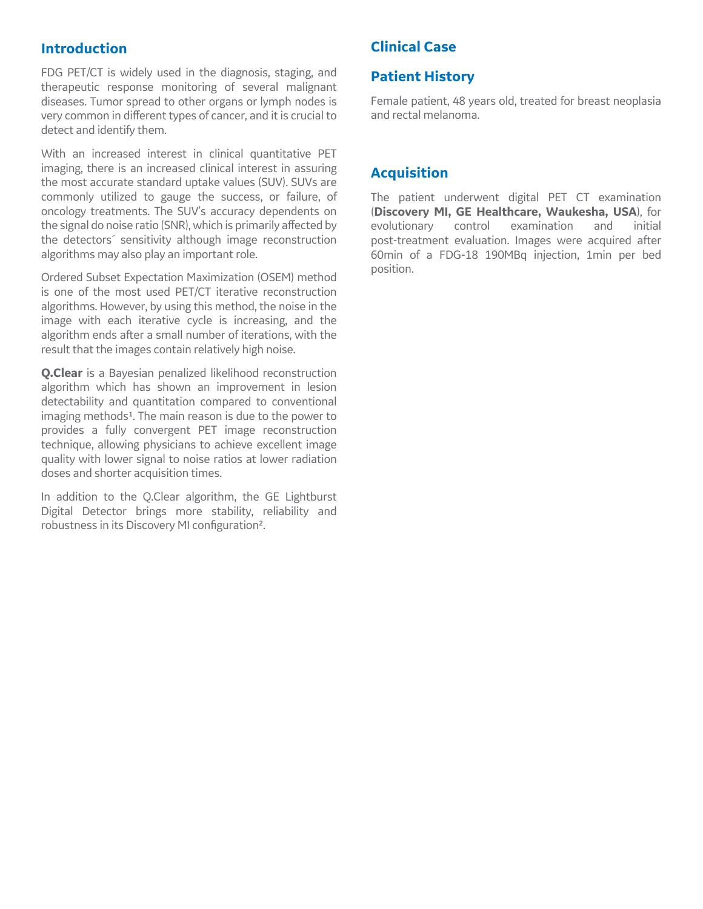## Introduction

FDG PET/CT is widely used in the diagnosis, staging, and therapeutic response monitoring of several malignant diseases. Tumor spread to other organs or lymph nodes is very common in different types of cancer, and it is crucial to detect and identify them.

With an increased interest in clinical quantitative PET imaging, there is an increased clinical interest in assuring the most accurate standard uptake values (SUV). SUVs are commonly utilized to gauge the success, or failure, of oncology treatments. The SUV's accuracy dependents on the signal do noise ratio (SNR), which is primarily affected by the detectors´ sensitivity although image reconstruction algorithms may also play an important role.

Ordered Subset Expectation Maximization (OSEM) method is one of the most used PET/CT iterative reconstruction algorithms. However, by using this method, the noise in the image with each iterative cycle is increasing, and the algorithm ends after a small number of iterations, with the result that the images contain relatively high noise.

**Q.Clear** is a Bayesian penalized likelihood reconstruction algorithm which has shown an improvement in lesion detectability and quantitation compared to conventional imaging methods[1]. The main reason is due to the power to provides a fully convergent PET image reconstruction technique, allowing physicians to achieve excellent image quality with lower signal to noise ratios at lower radiation doses and shorter acquisition times.

In addition to the Q.Clear algorithm, the GE Lightburst Digital Detector brings more stability, reliability and robustness in its Discovery MI configuration[2].

## Clinical Case

### Patient History

Female patient, 48 years old, treated for breast neoplasia and rectal melanoma.

### Acquisition

The patient underwent digital PET CT examination (**Discovery MI, GE Healthcare, Waukesha, USA**), for evolutionary control examination and initial post-treatment evaluation. Images were acquired after 60min of a FDG-18 190MBq injection, 1min per bed position.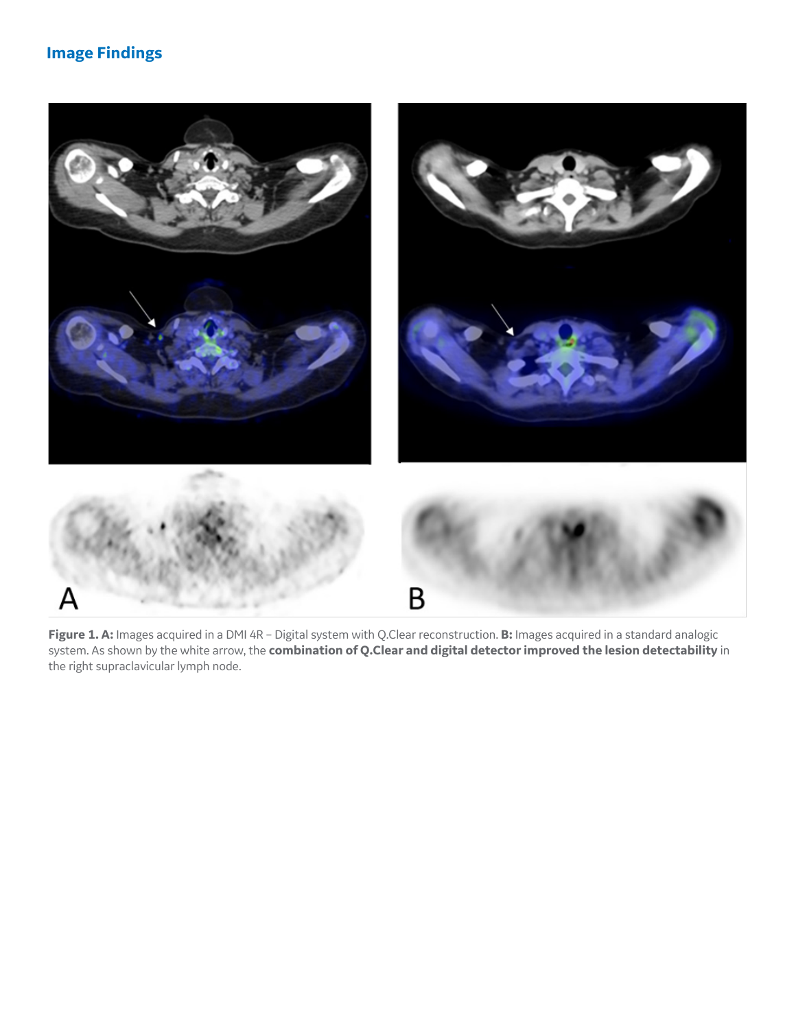## Image Findings

**Figure 1. A:** Images acquired in a DMI 4R – Digital system with Q.Clear reconstruction. **B:** Images acquired in a standard analogic system. As shown by the white arrow, the **combination of Q.Clear and digital detector improved the lesion detectability** in the right supraclavicular lymph node.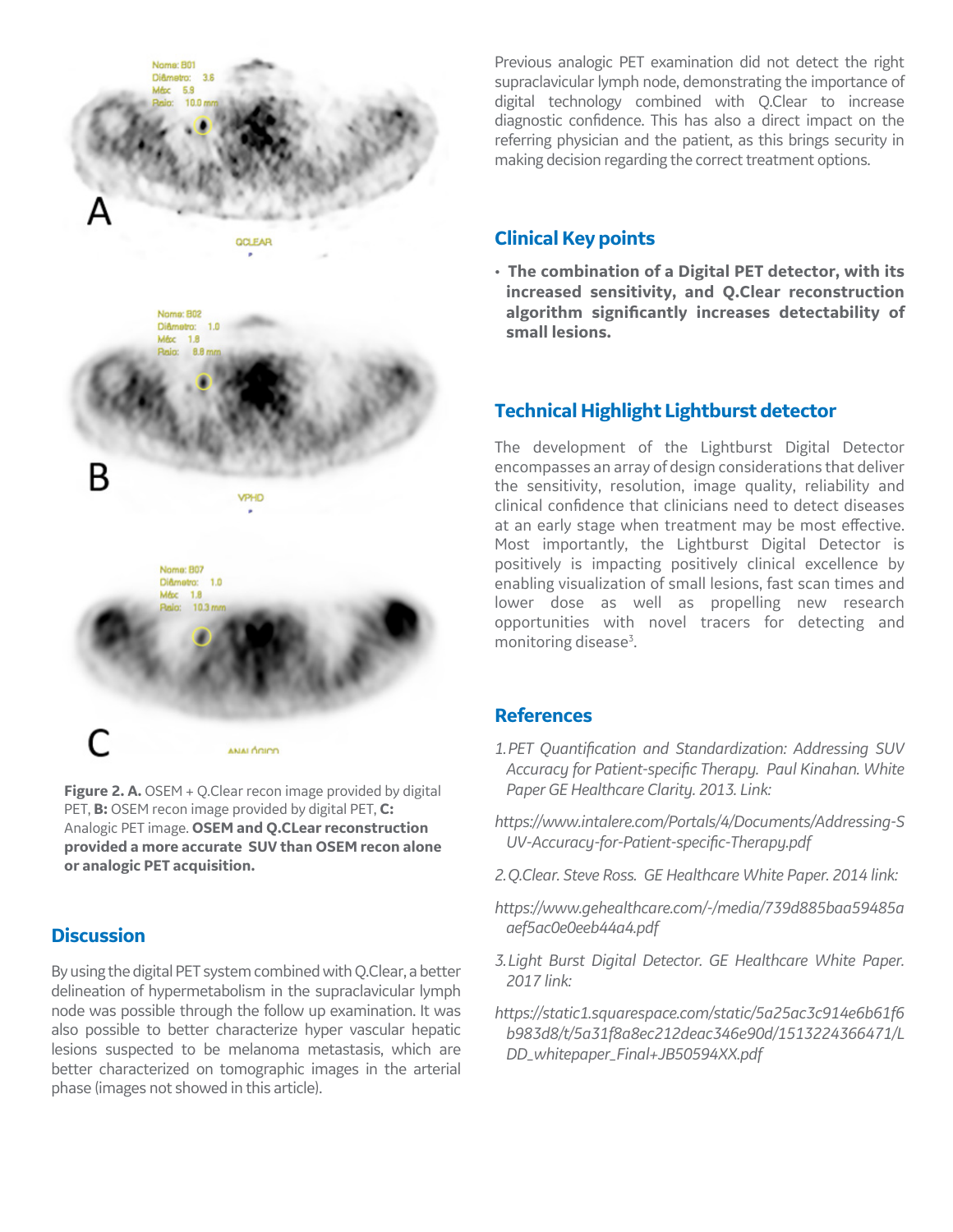**Figure 2. A.** OSEM + Q.Clear recon image provided by digital PET, **B:** OSEM recon image provided by digital PET, **C:** Analogic PET image. **OSEM and Q.CLear reconstruction provided a more accurate SUV than OSEM recon alone or analogic PET acquisition.**

## Discussion

By using the digital PET system combined with Q.Clear, a better delineation of hypermetabolism in the supraclavicular lymph node was possible through the follow up examination. It was also possible to better characterize hyper vascular hepatic lesions suspected to be melanoma metastasis, which are better characterized on tomographic images in the arterial phase (images not showed in this article).

Previous analogic PET examination did not detect the right supraclavicular lymph node, demonstrating the importance of digital technology combined with Q.Clear to increase diagnostic confidence. This has also a direct impact on the referring physician and the patient, as this brings security in making decision regarding the correct treatment options.

## Clinical Key points

- **The combination of a Digital PET detector, with its increased sensitivity, and Q.Clear reconstruction algorithm significantly increases detectability of small lesions.**

## Technical Highlight Lightburst detector

The development of the Lightburst Digital Detector encompasses an array of design considerations that deliver the sensitivity, resolution, image quality, reliability and clinical confidence that clinicians need to detect diseases at an early stage when treatment may be most effective. Most importantly, the Lightburst Digital Detector is positively is impacting positively clinical excellence by enabling visualization of small lesions, fast scan times and lower dose as well as propelling new research opportunities with novel tracers for detecting and monitoring disease[3].

## References

1. *PET Quantification and Standardization: Addressing SUV Accuracy for Patient-specific Therapy. Paul Kinahan. White Paper GE Healthcare Clarity. 2013. Link:*

   *https://www.intalere.com/Portals/4/Documents/Addressing-SUV-Accuracy-for-Patient-specific-Therapy.pdf*

2. *Q.Clear. Steve Ross. GE Healthcare White Paper. 2014 link:*

   *https://www.gehealthcare.com/-/media/739d885baa59485aaef5ac0e0eeb44a4.pdf*

3. *Light Burst Digital Detector. GE Healthcare White Paper. 2017 link:*

   *https://static1.squarespace.com/static/5a25ac3c914e6b61f6b983d8/t/5a31f8a8ec212deac346e90d/1513224366471/LDD_whitepaper_Final+JB50594XX.pdf*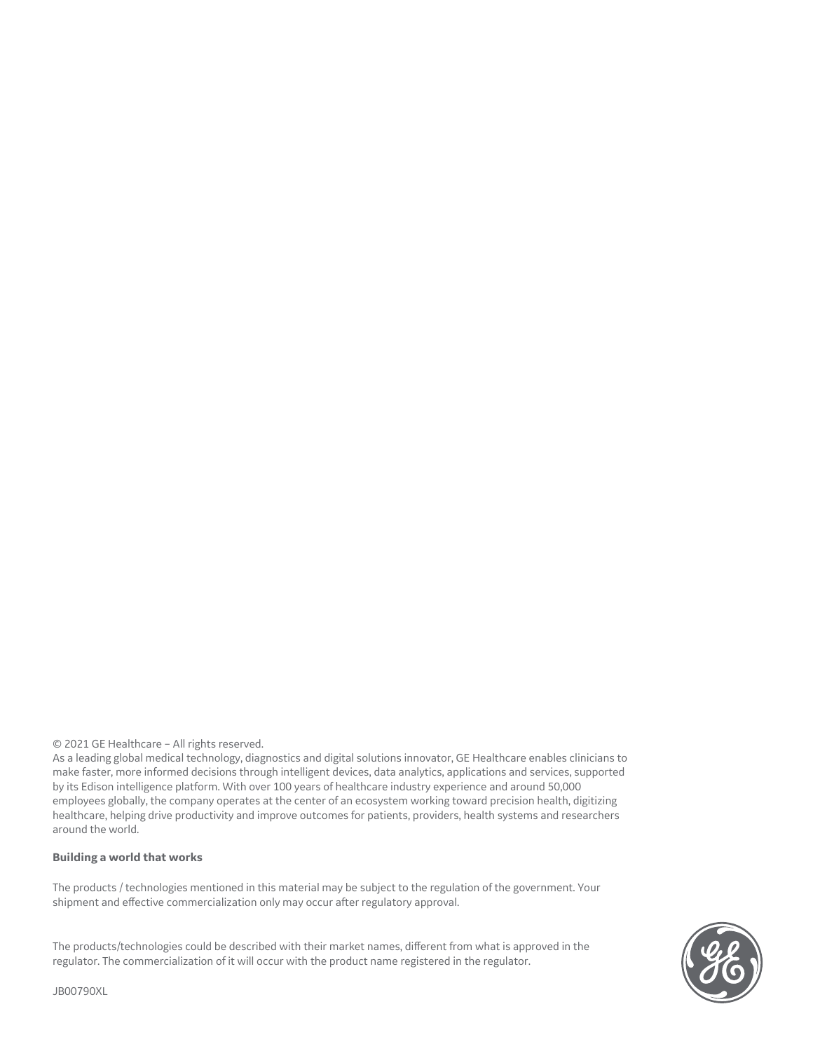© 2021 GE Healthcare – All rights reserved.
As a leading global medical technology, diagnostics and digital solutions innovator, GE Healthcare enables clinicians to make faster, more informed decisions through intelligent devices, data analytics, applications and services, supported by its Edison intelligence platform. With over 100 years of healthcare industry experience and around 50,000 employees globally, the company operates at the center of an ecosystem working toward precision health, digitizing healthcare, helping drive productivity and improve outcomes for patients, providers, health systems and researchers around the world.

**Building a world that works**

The products / technologies mentioned in this material may be subject to the regulation of the government. Your shipment and effective commercialization only may occur after regulatory approval.

The products/technologies could be described with their market names, different from what is approved in the regulator. The commercialization of it will occur with the product name registered in the regulator.

JB00790XL